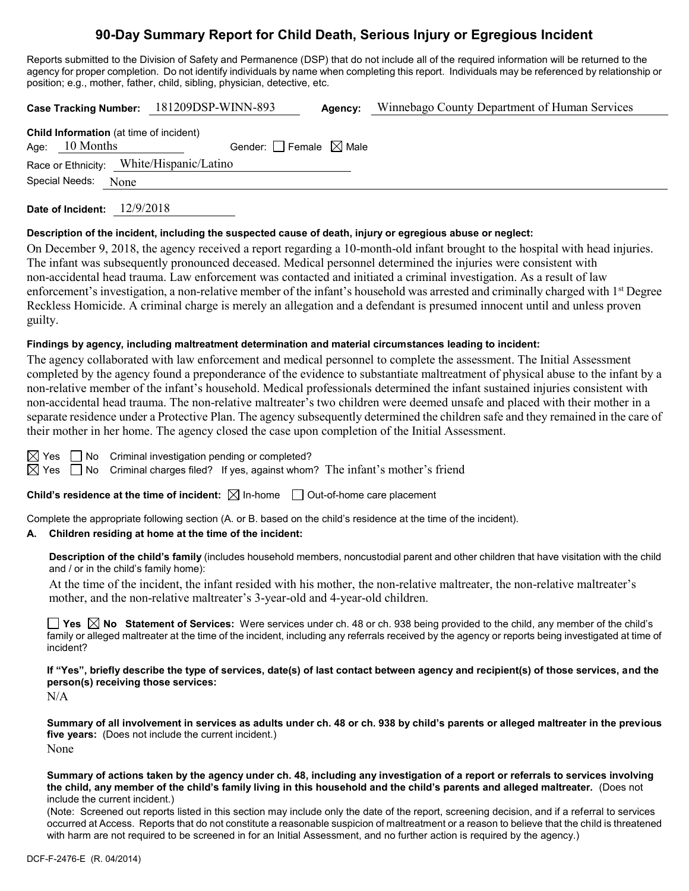# 90-Day Summary Report for Child Death, Serious Injury or Egregious Incident

Reports submitted to the Division of Safety and Permanence (DSP) that do not include all of the required information will be returned to the agency for proper completion. Do not identify individuals by name when completing this report. Individuals may be referenced by relationship or position; e.g., mother, father, child, sibling, physician, detective, etc.

**Case Tracking Number:** 181209DSP-WINN-893 **Agency:** Winnebago County Department of Human Services

**Child Information** (at time of incident)

Age: 10 Months Gender: ☐ Female ☒ Male

Race or Ethnicity: White/Hispanic/Latino

Special Needs: None

**Date of Incident:** 12/9/2018

**Description of the incident, including the suspected cause of death, injury or egregious abuse or neglect:**

On December 9, 2018, the agency received a report regarding a 10-month-old infant brought to the hospital with head injuries. The infant was subsequently pronounced deceased. Medical personnel determined the injuries were consistent with non-accidental head trauma. Law enforcement was contacted and initiated a criminal investigation. As a result of law enforcement's investigation, a non-relative member of the infant's household was arrested and criminally charged with 1st Degree Reckless Homicide. A criminal charge is merely an allegation and a defendant is presumed innocent until and unless proven guilty.

**Findings by agency, including maltreatment determination and material circumstances leading to incident:**

The agency collaborated with law enforcement and medical personnel to complete the assessment. The Initial Assessment completed by the agency found a preponderance of the evidence to substantiate maltreatment of physical abuse to the infant by a non-relative member of the infant's household. Medical professionals determined the infant sustained injuries consistent with non-accidental head trauma. The non-relative maltreater's two children were deemed unsafe and placed with their mother in a separate residence under a Protective Plan. The agency subsequently determined the children safe and they remained in the care of their mother in her home. The agency closed the case upon completion of the Initial Assessment.

☒ Yes ☐ No Criminal investigation pending or completed?

☒ Yes ☐ No Criminal charges filed? If yes, against whom? The infant's mother's friend

**Child's residence at the time of incident:** ☒ In-home ☐ Out-of-home care placement

Complete the appropriate following section (A. or B. based on the child's residence at the time of the incident).

**A. Children residing at home at the time of the incident:**

**Description of the child's family** (includes household members, noncustodial parent and other children that have visitation with the child and / or in the child's family home):

At the time of the incident, the infant resided with his mother, the non-relative maltreater, the non-relative maltreater's mother, and the non-relative maltreater's 3-year-old and 4-year-old children.

☐ **Yes** ☒ **No Statement of Services:** Were services under ch. 48 or ch. 938 being provided to the child, any member of the child's family or alleged maltreater at the time of the incident, including any referrals received by the agency or reports being investigated at time of incident?

**If "Yes", briefly describe the type of services, date(s) of last contact between agency and recipient(s) of those services, and the person(s) receiving those services:**

N/A

**Summary of all involvement in services as adults under ch. 48 or ch. 938 by child's parents or alleged maltreater in the previous five years:** (Does not include the current incident.)

None

**Summary of actions taken by the agency under ch. 48, including any investigation of a report or referrals to services involving the child, any member of the child's family living in this household and the child's parents and alleged maltreater.** (Does not include the current incident.)

(Note: Screened out reports listed in this section may include only the date of the report, screening decision, and if a referral to services occurred at Access. Reports that do not constitute a reasonable suspicion of maltreatment or a reason to believe that the child is threatened with harm are not required to be screened in for an Initial Assessment, and no further action is required by the agency.)

DCF-F-2476-E (R. 04/2014)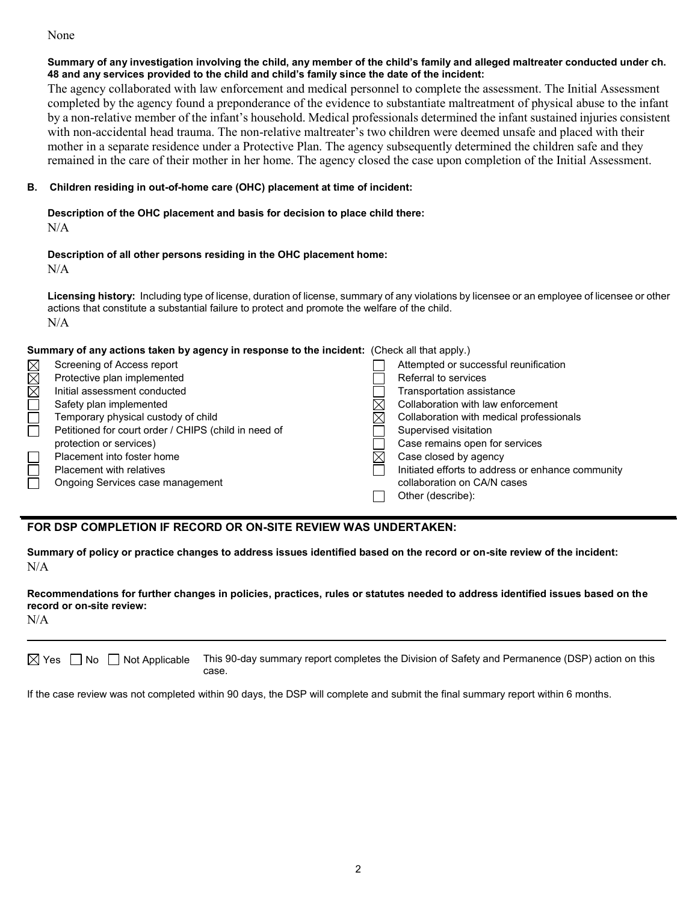None

**Summary of any investigation involving the child, any member of the child's family and alleged maltreater conducted under ch. 48 and any services provided to the child and child's family since the date of the incident:**

The agency collaborated with law enforcement and medical personnel to complete the assessment. The Initial Assessment completed by the agency found a preponderance of the evidence to substantiate maltreatment of physical abuse to the infant by a non-relative member of the infant's household. Medical professionals determined the infant sustained injuries consistent with non-accidental head trauma. The non-relative maltreater's two children were deemed unsafe and placed with their mother in a separate residence under a Protective Plan. The agency subsequently determined the children safe and they remained in the care of their mother in her home. The agency closed the case upon completion of the Initial Assessment.

**B. Children residing in out-of-home care (OHC) placement at time of incident:**

**Description of the OHC placement and basis for decision to place child there:**
N/A

**Description of all other persons residing in the OHC placement home:**
N/A

**Licensing history:** Including type of license, duration of license, summary of any violations by licensee or an employee of licensee or other actions that constitute a substantial failure to protect and promote the welfare of the child.
N/A

**Summary of any actions taken by agency in response to the incident:** (Check all that apply.)

- ☒ Screening of Access report
- ☒ Protective plan implemented
- ☒ Initial assessment conducted
- ☐ Safety plan implemented
- ☐ Temporary physical custody of child
- ☐ Petitioned for court order / CHIPS (child in need of protection or services)
- ☐ Placement into foster home
- ☐ Placement with relatives
- ☐ Ongoing Services case management
- ☐ Attempted or successful reunification
- ☐ Referral to services
- ☐ Transportation assistance
- ☒ Collaboration with law enforcement
- ☒ Collaboration with medical professionals
- ☐ Supervised visitation
- ☐ Case remains open for services
- ☒ Case closed by agency
- ☐ Initiated efforts to address or enhance community collaboration on CA/N cases
- ☐ Other (describe):

## FOR DSP COMPLETION IF RECORD OR ON-SITE REVIEW WAS UNDERTAKEN:

**Summary of policy or practice changes to address issues identified based on the record or on-site review of the incident:**
N/A

**Recommendations for further changes in policies, practices, rules or statutes needed to address identified issues based on the record or on-site review:**
N/A

☒ Yes ☐ No ☐ Not Applicable This 90-day summary report completes the Division of Safety and Permanence (DSP) action on this case.

If the case review was not completed within 90 days, the DSP will complete and submit the final summary report within 6 months.